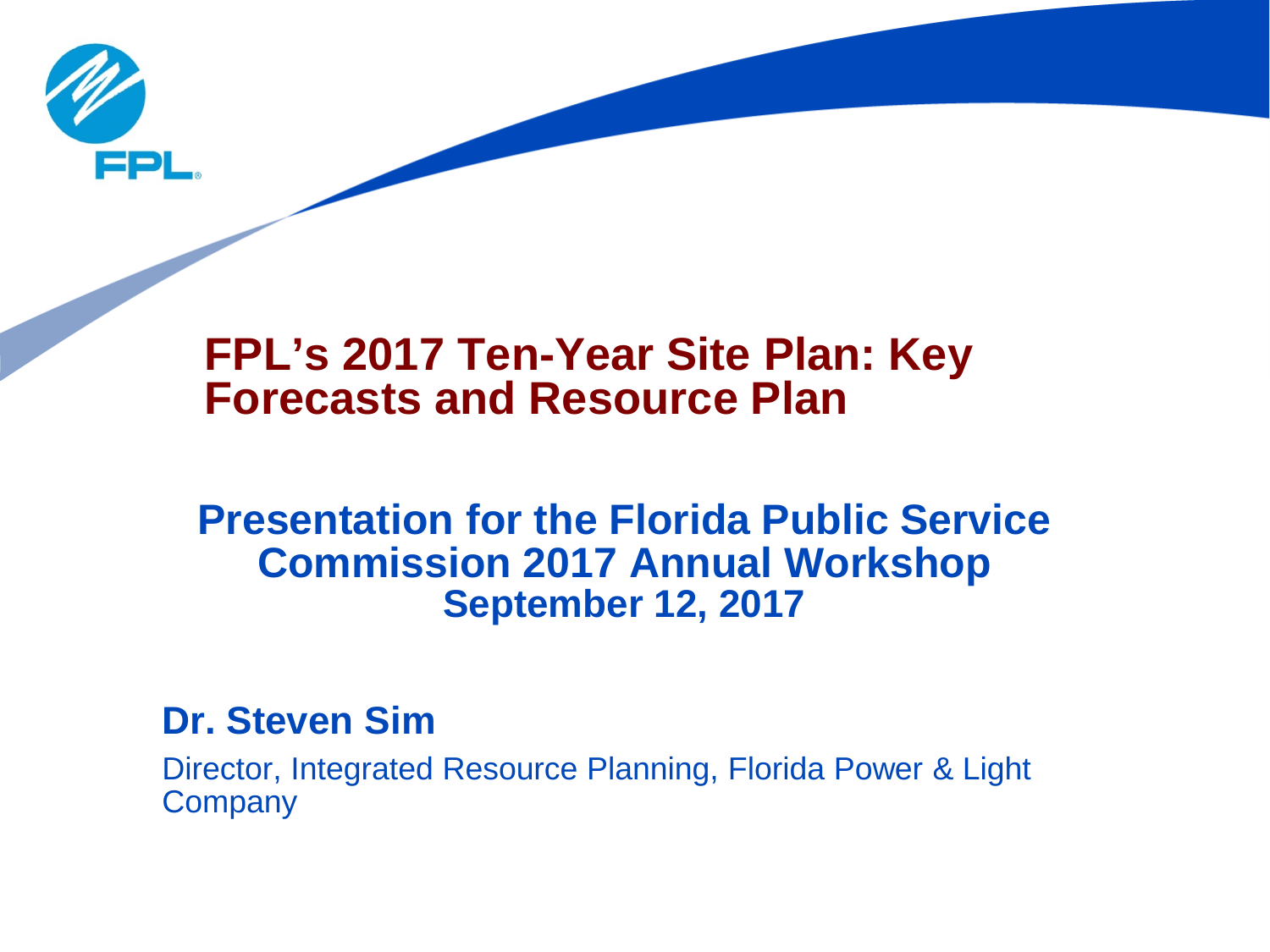# FPL's 2017 Ten-Year Site Plan: Key Forecasts and Resource Plan

## Presentation for the Florida Public Service Commission 2017 Annual Workshop
### September 12, 2017

**Dr. Steven Sim**

Director, Integrated Resource Planning, Florida Power & Light Company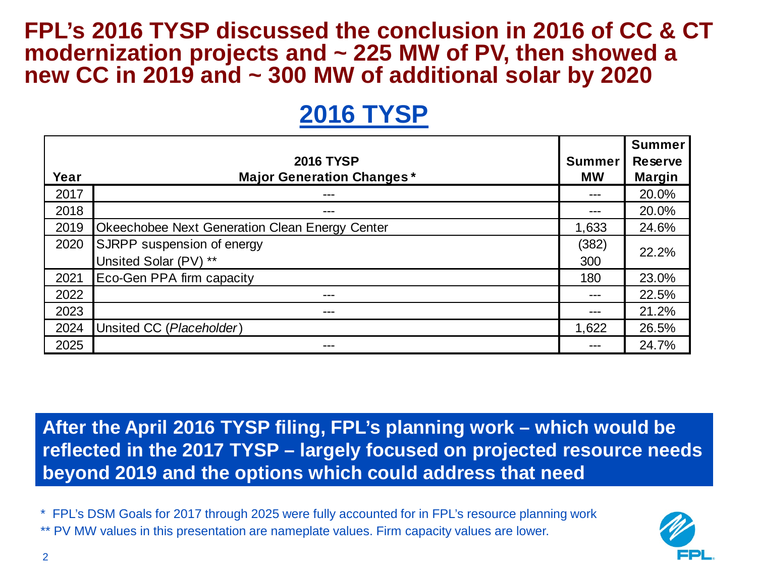# FPL's 2016 TYSP discussed the conclusion in 2016 of CC & CT modernization projects and ~ 225 MW of PV, then showed a new CC in 2019 and ~ 300 MW of additional solar by 2020

## 2016 TYSP

| Year | 2016 TYSP Major Generation Changes* | Summer MW | Summer Reserve Margin |
|---|---|---|---|
| 2017 | --- | --- | 20.0% |
| 2018 | --- | --- | 20.0% |
| 2019 | Okeechobee Next Generation Clean Energy Center | 1,633 | 24.6% |
| 2020 | SJRPP suspension of energy | (382) | 22.2% |
| | Unsited Solar (PV) ** | 300 | |
| 2021 | Eco-Gen PPA firm capacity | 180 | 23.0% |
| 2022 | --- | --- | 22.5% |
| 2023 | --- | --- | 21.2% |
| 2024 | Unsited CC (*Placeholder*) | 1,622 | 26.5% |
| 2025 | --- | --- | 24.7% |

**After the April 2016 TYSP filing, FPL's planning work – which would be reflected in the 2017 TYSP – largely focused on projected resource needs beyond 2019 and the options which could address that need**

\* FPL's DSM Goals for 2017 through 2025 were fully accounted for in FPL's resource planning work

** PV MW values in this presentation are nameplate values. Firm capacity values are lower.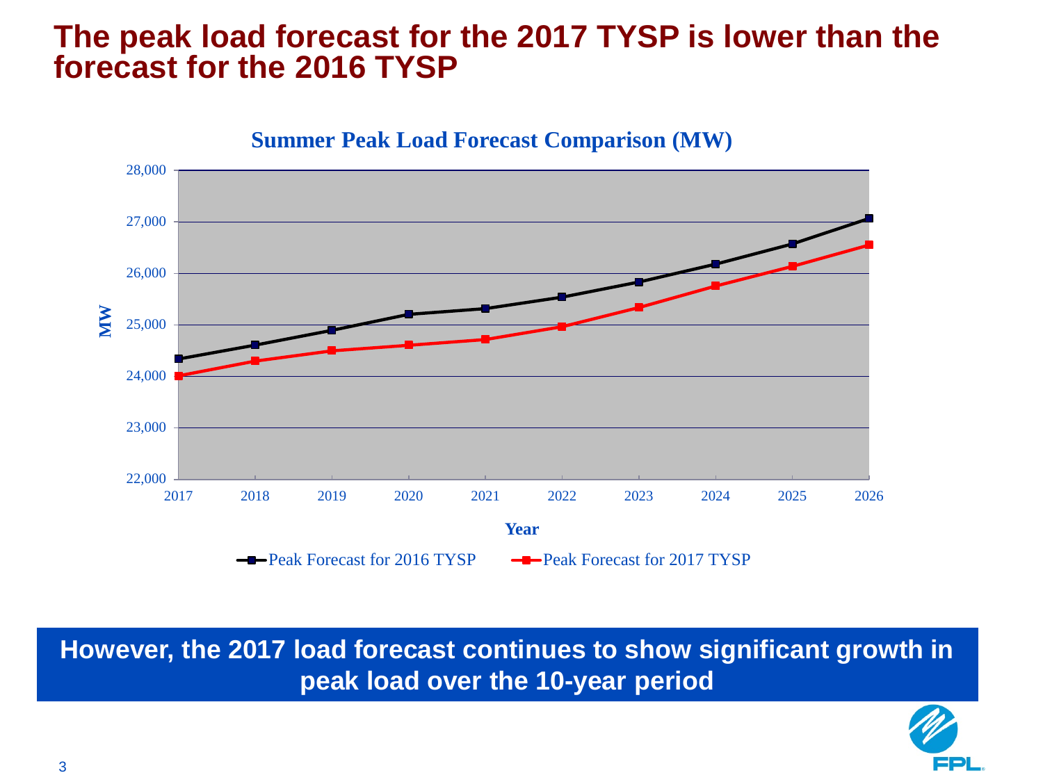# The peak load forecast for the 2017 TYSP is lower than the forecast for the 2016 TYSP

**Summer Peak Load Forecast Comparison (MW)**

**However, the 2017 load forecast continues to show significant growth in peak load over the 10-year period**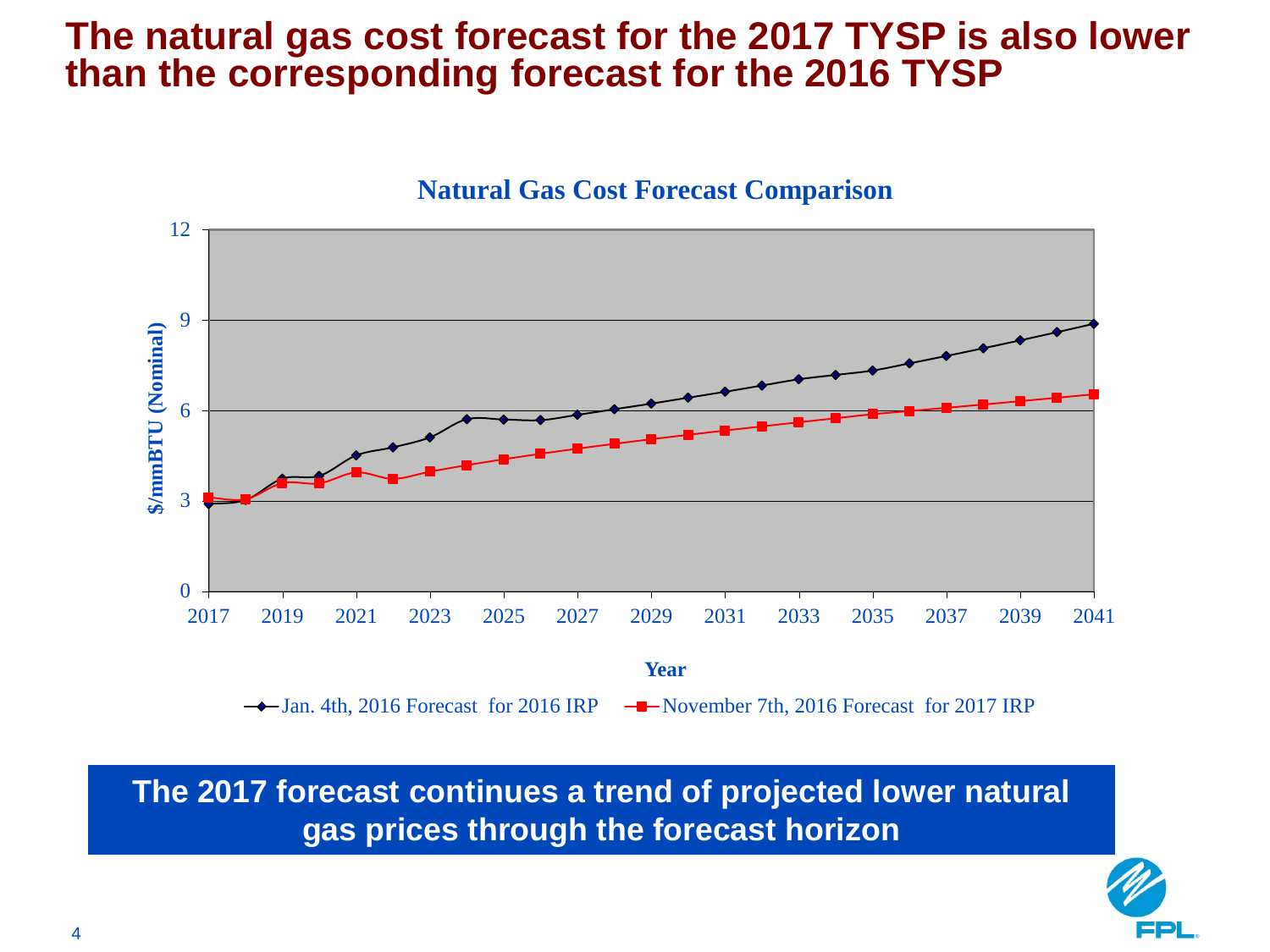# The natural gas cost forecast for the 2017 TYSP is also lower than the corresponding forecast for the 2016 TYSP

**Natural Gas Cost Forecast Comparison**

$/mmBTU (Nominal)

Year

—◆— Jan. 4th, 2016 Forecast for 2016 IRP —■— November 7th, 2016 Forecast for 2017 IRP

**The 2017 forecast continues a trend of projected lower natural gas prices through the forecast horizon**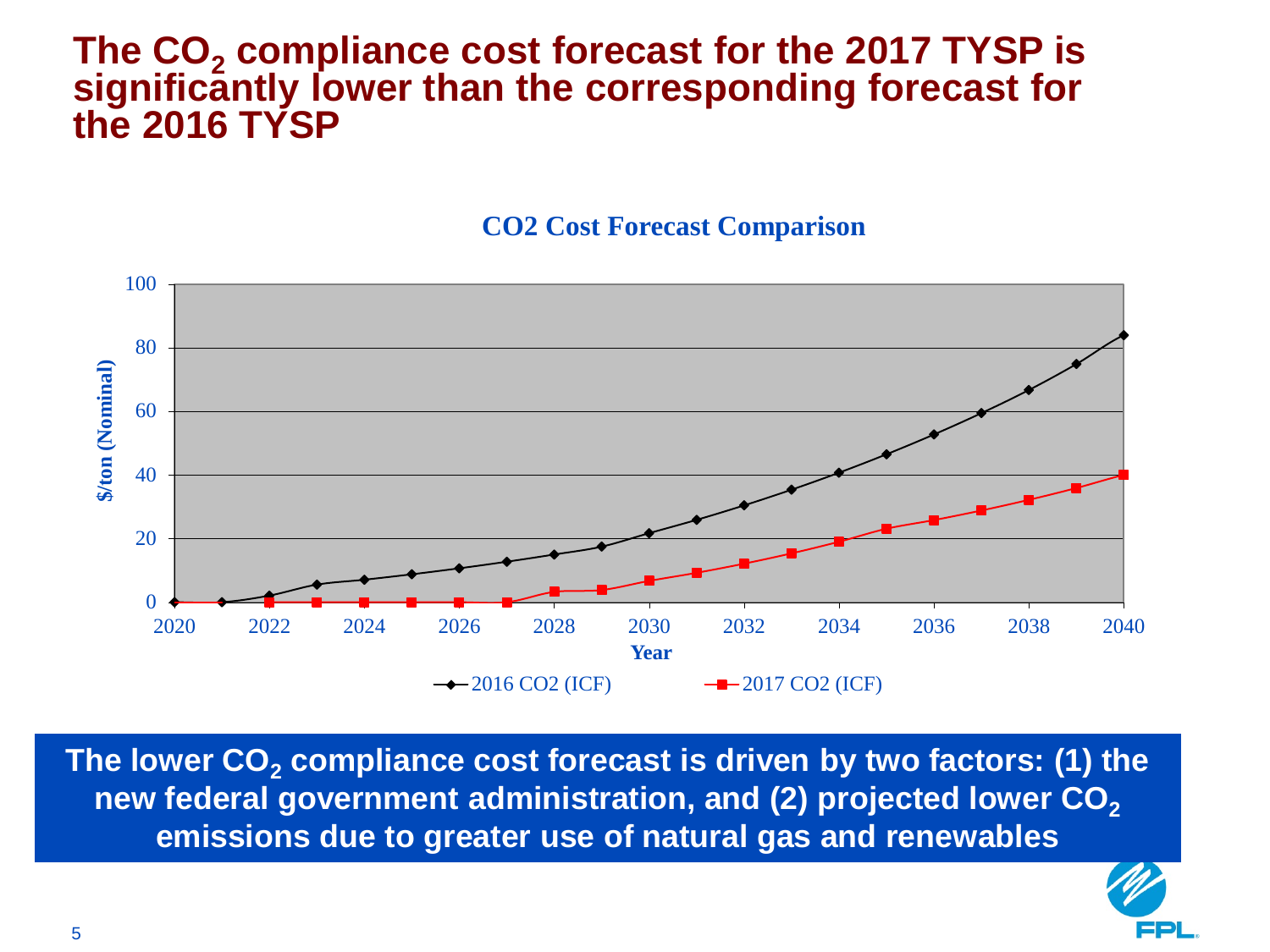# The $CO_2$ compliance cost forecast for the 2017 TYSP is significantly lower than the corresponding forecast for the 2016 TYSP

**CO2 Cost Forecast Comparison**

**The lower $CO_2$ compliance cost forecast is driven by two factors: (1) the new federal government administration, and (2) projected lower $CO_2$ emissions due to greater use of natural gas and renewables**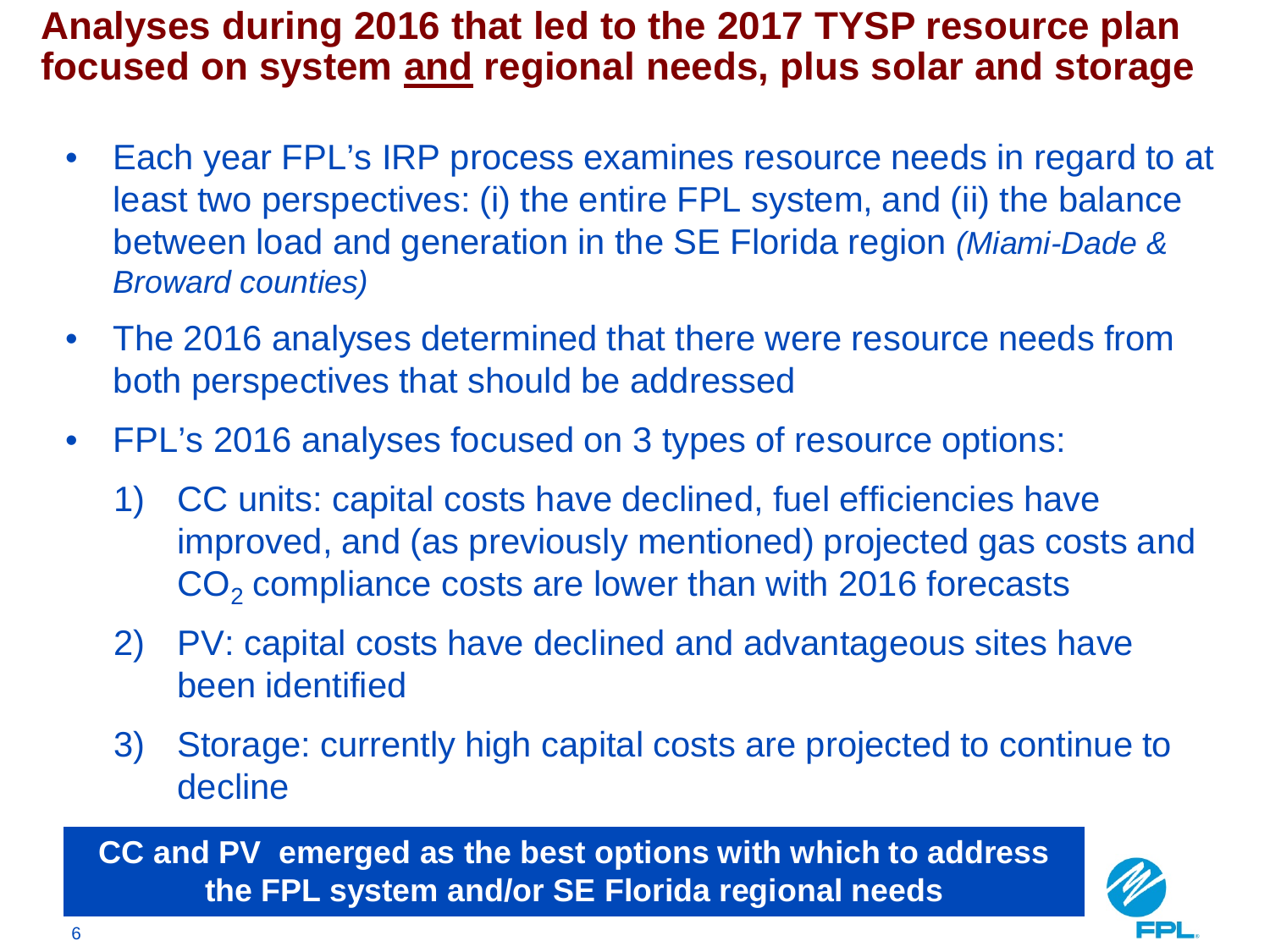# Analyses during 2016 that led to the 2017 TYSP resource plan focused on system and regional needs, plus solar and storage

- Each year FPL's IRP process examines resource needs in regard to at least two perspectives: (i) the entire FPL system, and (ii) the balance between load and generation in the SE Florida region *(Miami-Dade & Broward counties)*
- The 2016 analyses determined that there were resource needs from both perspectives that should be addressed
- FPL's 2016 analyses focused on 3 types of resource options:
  1) CC units: capital costs have declined, fuel efficiencies have improved, and (as previously mentioned) projected gas costs and $CO_2$ compliance costs are lower than with 2016 forecasts
  2) PV: capital costs have declined and advantageous sites have been identified
  3) Storage: currently high capital costs are projected to continue to decline

**CC and PV emerged as the best options with which to address the FPL system and/or SE Florida regional needs**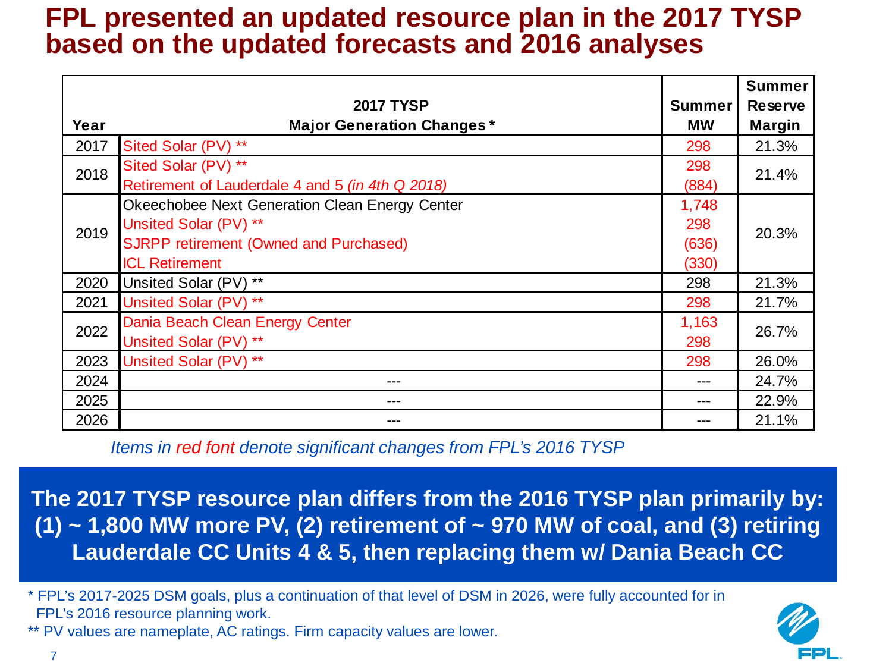# FPL presented an updated resource plan in the 2017 TYSP based on the updated forecasts and 2016 analyses

| Year | 2017 TYSP Major Generation Changes* | Summer MW | Summer Reserve Margin |
|---|---|---|---|
| 2017 | Sited Solar (PV) ** | 298 | 21.3% |
| 2018 | Sited Solar (PV) **<br>Retirement of Lauderdale 4 and 5 *(in 4th Q 2018)* | 298<br>(884) | 21.4% |
| 2019 | Okeechobee Next Generation Clean Energy Center<br>Unsited Solar (PV) **<br>SJRPP retirement (Owned and Purchased)<br>ICL Retirement | 1,748<br>298<br>(636)<br>(330) | 20.3% |
| 2020 | Unsited Solar (PV) ** | 298 | 21.3% |
| 2021 | Unsited Solar (PV) ** | 298 | 21.7% |
| 2022 | Dania Beach Clean Energy Center<br>Unsited Solar (PV) ** | 1,163<br>298 | 26.7% |
| 2023 | Unsited Solar (PV) ** | 298 | 26.0% |
| 2024 | --- | --- | 24.7% |
| 2025 | --- | --- | 22.9% |
| 2026 | --- | --- | 21.1% |

*Items in red font denote significant changes from FPL's 2016 TYSP*

**The 2017 TYSP resource plan differs from the 2016 TYSP plan primarily by: (1) ~ 1,800 MW more PV, (2) retirement of ~ 970 MW of coal, and (3) retiring Lauderdale CC Units 4 & 5, then replacing them w/ Dania Beach CC**

\* FPL's 2017-2025 DSM goals, plus a continuation of that level of DSM in 2026, were fully accounted for in FPL's 2016 resource planning work.

** PV values are nameplate, AC ratings. Firm capacity values are lower.